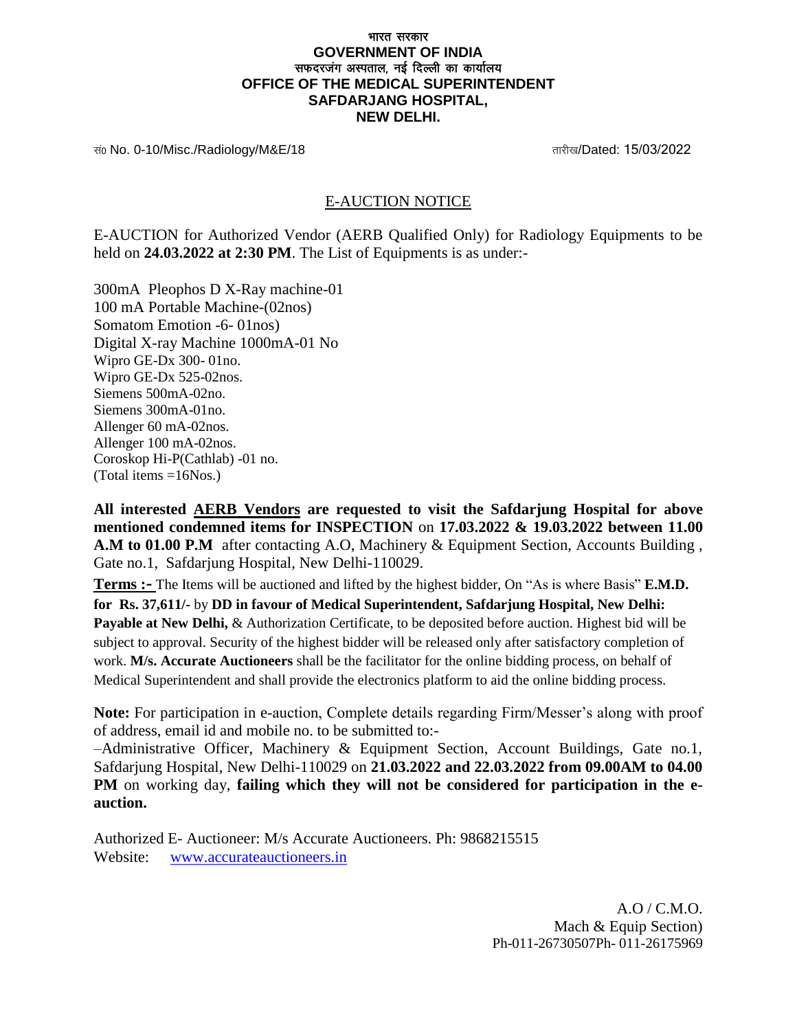भारत सरकार
**GOVERNMENT OF INDIA**
सफदरजंग अस्पताल, नई दिल्ली का कार्यालय
**OFFICE OF THE MEDICAL SUPERINTENDENT**
**SAFDARJANG HOSPITAL,**
**NEW DELHI.**

सं० No. 0-10/Misc./Radiology/M&E/18 तारीख/Dated: 15/03/2022

## E-AUCTION NOTICE

E-AUCTION for Authorized Vendor (AERB Qualified Only) for Radiology Equipments to be held on **24.03.2022 at 2:30 PM**. The List of Equipments is as under:-

300mA Pleophos D X-Ray machine-01
100 mA Portable Machine-(02nos)
Somatom Emotion -6- 01nos)
Digital X-ray Machine 1000mA-01 No
Wipro GE-Dx 300- 01no.
Wipro GE-Dx 525-02nos.
Siemens 500mA-02no.
Siemens 300mA-01no.
Allenger 60 mA-02nos.
Allenger 100 mA-02nos.
Coroskop Hi-P(Cathlab) -01 no.
(Total items =16Nos.)

**All interested AERB Vendors are requested to visit the Safdarjung Hospital for above mentioned condemned items for INSPECTION** on **17.03.2022 & 19.03.2022 between 11.00 A.M to 01.00 P.M** after contacting A.O, Machinery & Equipment Section, Accounts Building , Gate no.1, Safdarjung Hospital, New Delhi-110029.

**Terms :-** The Items will be auctioned and lifted by the highest bidder, On "As is where Basis" **E.M.D. for Rs. 37,611/-** by **DD in favour of Medical Superintendent, Safdarjung Hospital, New Delhi: Payable at New Delhi,** & Authorization Certificate, to be deposited before auction. Highest bid will be subject to approval. Security of the highest bidder will be released only after satisfactory completion of work. **M/s. Accurate Auctioneers** shall be the facilitator for the online bidding process, on behalf of Medical Superintendent and shall provide the electronics platform to aid the online bidding process.

**Note:** For participation in e-auction, Complete details regarding Firm/Messer's along with proof of address, email id and mobile no. to be submitted to:-
–Administrative Officer, Machinery & Equipment Section, Account Buildings, Gate no.1, Safdarjung Hospital, New Delhi-110029 on **21.03.2022 and 22.03.2022 from 09.00AM to 04.00 PM** on working day, **failing which they will not be considered for participation in the e-auction.**

Authorized E- Auctioneer: M/s Accurate Auctioneers. Ph: 9868215515
Website: www.accurateauctioneers.in

A.O / C.M.O.
Mach & Equip Section)
Ph-011-26730507Ph- 011-26175969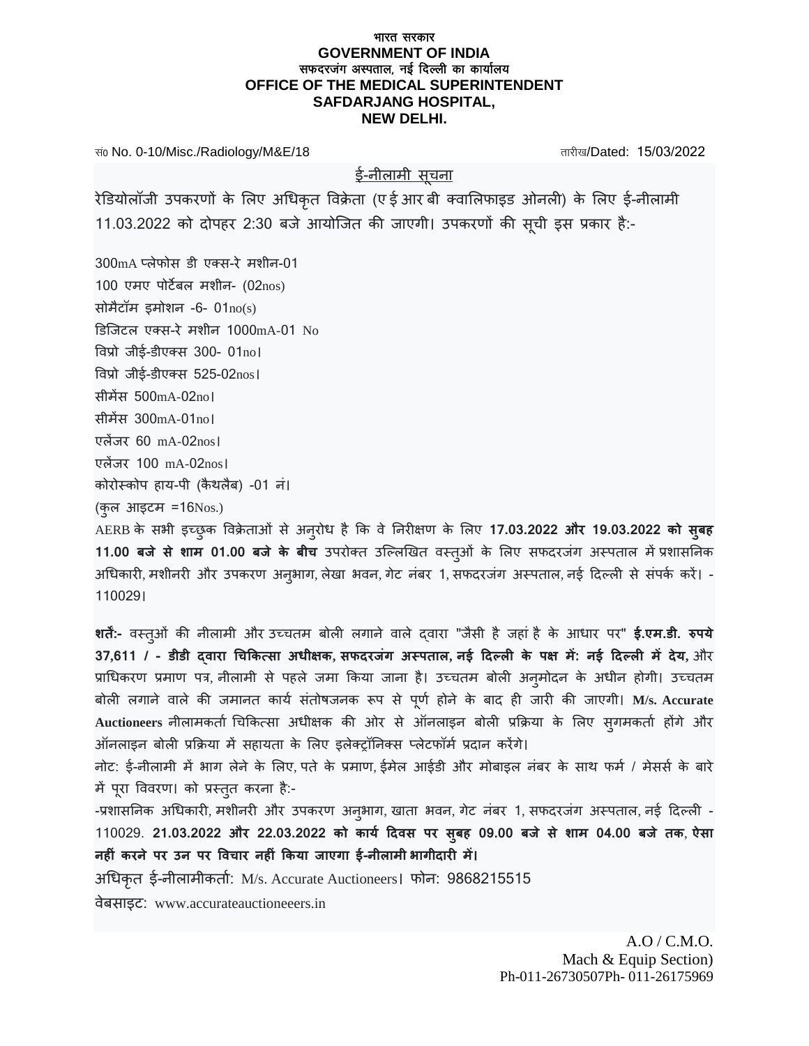भारत सरकार
**GOVERNMENT OF INDIA**
सफदरजंग अस्पताल, नई दिल्ली का कार्यालय
**OFFICE OF THE MEDICAL SUPERINTENDENT**
**SAFDARJANG HOSPITAL,**
**NEW DELHI.**

सं० No. 0-10/Misc./Radiology/M&E/18 तारीख/Dated: 15/03/2022

## ई-नीलामी सूचना

रेडियोलॉजी उपकरणों के लिए अधिकृत विक्रेता (एईआरबी क्वालिफाइड ओनली) के लिए ई-नीलामी 11.03.2022 को दोपहर 2:30 बजे आयोजित की जाएगी। उपकरणों की सूची इस प्रकार है:-

300mA प्लेफोस डी एक्स-रे मशीन-01
100 एमए पोर्टेबल मशीन- (02nos)
सोमैटॉम इमोशन -6- 01no(s)
डिजिटल एक्स-रे मशीन 1000mA-01 No
विप्रो जीई-डीएक्स 300- 01no।
विप्रो जीई-डीएक्स 525-02nos।
सीमेंस 500mA-02no।
सीमेंस 300mA-01no।
एलेंजर 60 mA-02nos।
एलेंजर 100 mA-02nos।
कोरोस्कोप हाय-पी (कैथलैब) -01 नं।
(कुल आइटम =16Nos.)

AERB के सभी इच्छुक विक्रेताओं से अनुरोध है कि वे निरीक्षण के लिए **17.03.2022 और 19.03.2022 को सुबह 11.00 बजे से शाम 01.00 बजे के बीच** उपरोक्त उल्लिखित वस्तुओं के लिए सफदरजंग अस्पताल में प्रशासनिक अधिकारी, मशीनरी और उपकरण अनुभाग, लेखा भवन, गेट नंबर 1, सफदरजंग अस्पताल, नई दिल्ली से संपर्क करें। -110029।

**शर्तें:-** वस्तुओं की नीलामी और उच्चतम बोली लगाने वाले द्वारा "जैसी है जहां है के आधार पर" **ई.एम.डी. रुपये 37,611 / - डीडी द्वारा चिकित्सा अधीक्षक, सफदरजंग अस्पताल, नई दिल्ली के पक्ष में: नई दिल्ली में देय,** और प्राधिकरण प्रमाण पत्र, नीलामी से पहले जमा किया जाना है। उच्चतम बोली अनुमोदन के अधीन होगी। उच्चतम बोली लगाने वाले की जमानत कार्य संतोषजनक रूप से पूर्ण होने के बाद ही जारी की जाएगी। **M/s. Accurate Auctioneers** नीलामकर्ता चिकित्सा अधीक्षक की ओर से ऑनलाइन बोली प्रक्रिया के लिए सुगमकर्ता होंगे और ऑनलाइन बोली प्रक्रिया में सहायता के लिए इलेक्ट्रॉनिक्स प्लेटफॉर्म प्रदान करेंगे।

नोट: ई-नीलामी में भाग लेने के लिए, पते के प्रमाण, ईमेल आईडी और मोबाइल नंबर के साथ फर्म / मेसर्स के बारे में पूरा विवरण। को प्रस्तुत करना है:-

-प्रशासनिक अधिकारी, मशीनरी और उपकरण अनुभाग, खाता भवन, गेट नंबर 1, सफदरजंग अस्पताल, नई दिल्ली - 110029. **21.03.2022 और 22.03.2022 को कार्य दिवस पर सुबह 09.00 बजे से शाम 04.00 बजे तक**, **ऐसा नहीं करने पर उन पर विचार नहीं किया जाएगा ई-नीलामी भागीदारी में।**

अधिकृत ई-नीलामीकर्ता: M/s. Accurate Auctioneers। फोन: 9868215515

वेबसाइट: www.accurateauctioneeers.in

A.O / C.M.O.
Mach & Equip Section)
Ph-011-26730507Ph- 011-26175969